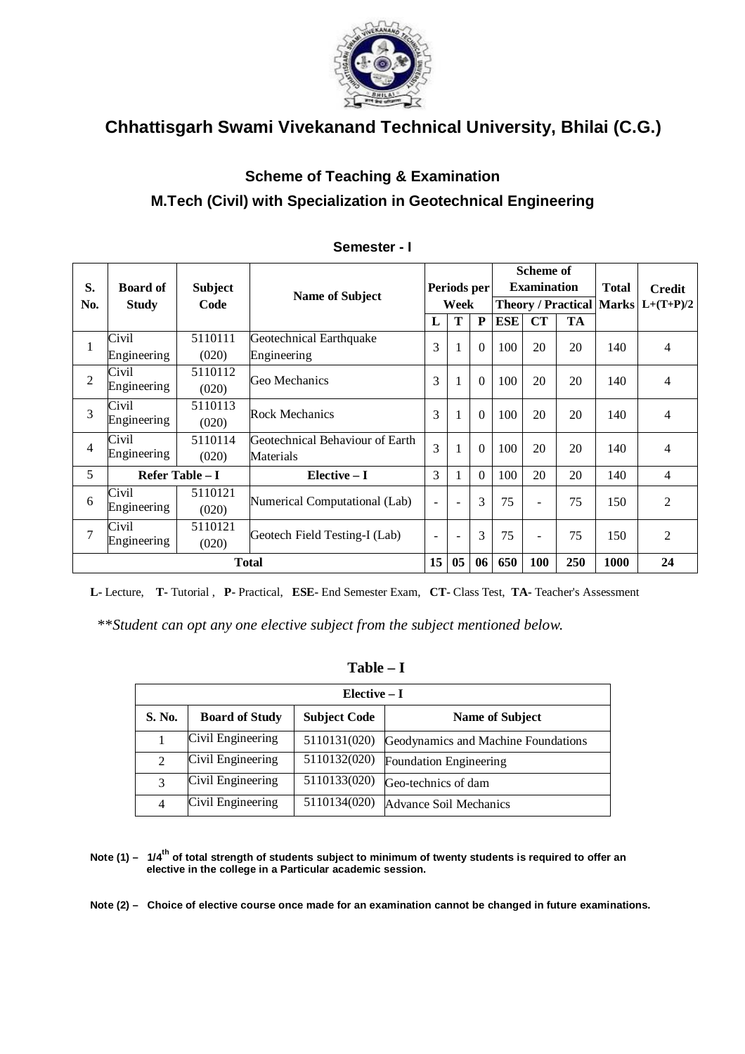# Chhattisgarh Swami Vivekanand Technical University, Bhilai (C.G.)

## Scheme of Teaching & Examination

## M.Tech (Civil) with Specialization in Geotechnical Engineering

### Semester - I

| S. No. | Board of Study | Subject Code | Name of Subject | Periods per Week | | | Scheme of Examination Theory / Practical | | | Total Marks | Credit L+(T+P)/2 |
|---|---|---|---|---|---|---|---|---|---|---|---|
| | | | | L | T | P | ESE | CT | TA | | |
| 1 | Civil Engineering | 5110111 (020) | Geotechnical Earthquake Engineering | 3 | 1 | 0 | 100 | 20 | 20 | 140 | 4 |
| 2 | Civil Engineering | 5110112 (020) | Geo Mechanics | 3 | 1 | 0 | 100 | 20 | 20 | 140 | 4 |
| 3 | Civil Engineering | 5110113 (020) | Rock Mechanics | 3 | 1 | 0 | 100 | 20 | 20 | 140 | 4 |
| 4 | Civil Engineering | 5110114 (020) | Geotechnical Behaviour of Earth Materials | 3 | 1 | 0 | 100 | 20 | 20 | 140 | 4 |
| 5 | Refer Table – I | | Elective – I | 3 | 1 | 0 | 100 | 20 | 20 | 140 | 4 |
| 6 | Civil Engineering | 5110121 (020) | Numerical Computational (Lab) | - | - | 3 | 75 | - | 75 | 150 | 2 |
| 7 | Civil Engineering | 5110121 (020) | Geotech Field Testing-I (Lab) | - | - | 3 | 75 | - | 75 | 150 | 2 |
| **Total** | | | | **15** | **05** | **06** | **650** | **100** | **250** | **1000** | **24** |

**L-** Lecture, **T-** Tutorial , **P-** Practical, **ESE-** End Semester Exam, **CT-** Class Test, **TA-** Teacher's Assessment

*\*\*Student can opt any one elective subject from the subject mentioned below.*

### Table – I

| Elective – I | | | |
|---|---|---|---|
| **S. No.** | **Board of Study** | **Subject Code** | **Name of Subject** |
| 1 | Civil Engineering | 5110131(020) | Geodynamics and Machine Foundations |
| 2 | Civil Engineering | 5110132(020) | Foundation Engineering |
| 3 | Civil Engineering | 5110133(020) | Geo-technics of dam |
| 4 | Civil Engineering | 5110134(020) | Advance Soil Mechanics |

**Note (1) – $1/4^{th}$ of total strength of students subject to minimum of twenty students is required to offer an elective in the college in a Particular academic session.**

**Note (2) – Choice of elective course once made for an examination cannot be changed in future examinations.**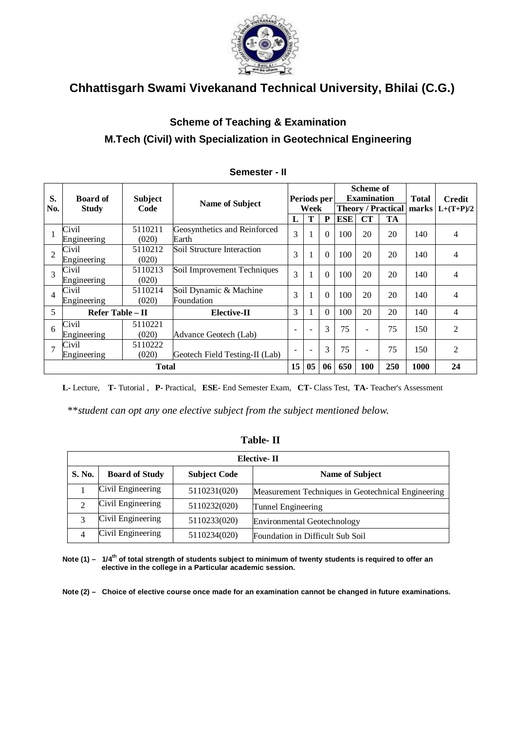# Chhattisgarh Swami Vivekanand Technical University, Bhilai (C.G.)

## Scheme of Teaching & Examination

## M.Tech (Civil) with Specialization in Geotechnical Engineering

### Semester - II

| S. No. | Board of Study | Subject Code | Name of Subject | Periods per Week | | | Scheme of Examination Theory / Practical | | | Total marks | Credit L+(T+P)/2 |
|---|---|---|---|---|---|---|---|---|---|---|---|
| | | | | L | T | P | ESE | CT | TA | | |
| 1 | Civil Engineering | 5110211 (020) | Geosynthetics and Reinforced Earth | 3 | 1 | 0 | 100 | 20 | 20 | 140 | 4 |
| 2 | Civil Engineering | 5110212 (020) | Soil Structure Interaction | 3 | 1 | 0 | 100 | 20 | 20 | 140 | 4 |
| 3 | Civil Engineering | 5110213 (020) | Soil Improvement Techniques | 3 | 1 | 0 | 100 | 20 | 20 | 140 | 4 |
| 4 | Civil Engineering | 5110214 (020) | Soil Dynamic & Machine Foundation | 3 | 1 | 0 | 100 | 20 | 20 | 140 | 4 |
| 5 | **Refer Table – II** | | **Elective-II** | 3 | 1 | 0 | 100 | 20 | 20 | 140 | 4 |
| 6 | Civil Engineering | 5110221 (020) | Advance Geotech (Lab) | - | - | 3 | 75 | - | 75 | 150 | 2 |
| 7 | Civil Engineering | 5110222 (020) | Geotech Field Testing-II (Lab) | - | - | 3 | 75 | - | 75 | 150 | 2 |
| **Total** | | | | **15** | **05** | **06** | **650** | **100** | **250** | **1000** | **24** |

**L-** Lecture, **T-** Tutorial , **P-** Practical, **ESE-** End Semester Exam, **CT-** Class Test, **TA-** Teacher's Assessment

*\*\*student can opt any one elective subject from the subject mentioned below.*

### Table- II

| **Elective- II** | | | |
|---|---|---|---|
| **S. No.** | **Board of Study** | **Subject Code** | **Name of Subject** |
| 1 | Civil Engineering | 5110231(020) | Measurement Techniques in Geotechnical Engineering |
| 2 | Civil Engineering | 5110232(020) | Tunnel Engineering |
| 3 | Civil Engineering | 5110233(020) | Environmental Geotechnology |
| 4 | Civil Engineering | 5110234(020) | Foundation in Difficult Sub Soil |

**Note (1) – 1/4th of total strength of students subject to minimum of twenty students is required to offer an elective in the college in a Particular academic session.**

**Note (2) – Choice of elective course once made for an examination cannot be changed in future examinations.**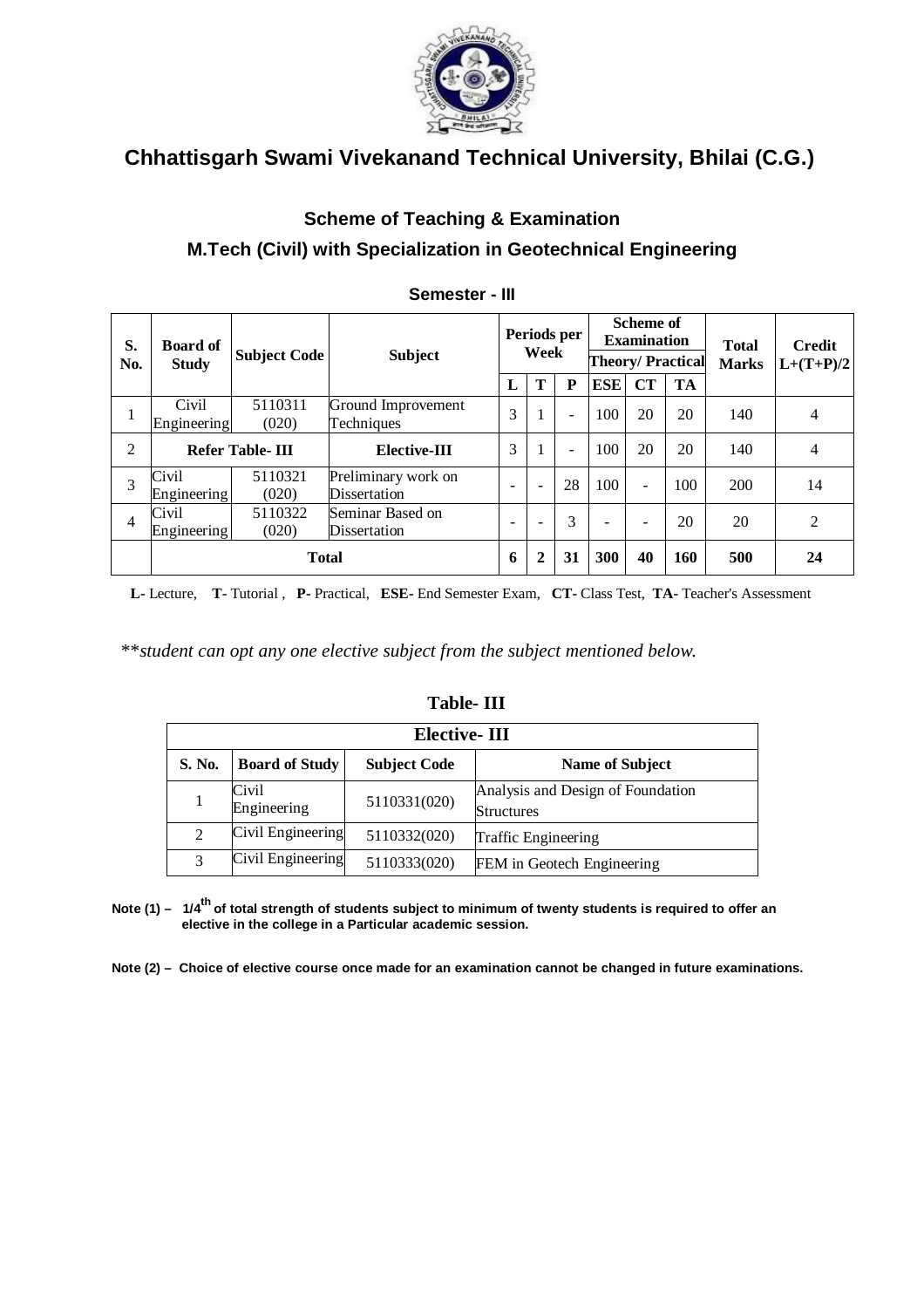# Chhattisgarh Swami Vivekanand Technical University, Bhilai (C.G.)

## Scheme of Teaching & Examination

## M.Tech (Civil) with Specialization in Geotechnical Engineering

### Semester - III

| S. No. | Board of Study | Subject Code | Subject | Periods per Week | | | Scheme of Examination Theory/ Practical | | | Total Marks | Credit L+(T+P)/2 |
|---|---|---|---|---|---|---|---|---|---|---|---|
| | | | | L | T | P | ESE | CT | TA | | |
| 1 | Civil Engineering | 5110311 (020) | Ground Improvement Techniques | 3 | 1 | - | 100 | 20 | 20 | 140 | 4 |
| 2 | Refer Table- III | | Elective-III | 3 | 1 | - | 100 | 20 | 20 | 140 | 4 |
| 3 | Civil Engineering | 5110321 (020) | Preliminary work on Dissertation | - | - | 28 | 100 | - | 100 | 200 | 14 |
| 4 | Civil Engineering | 5110322 (020) | Seminar Based on Dissertation | - | - | 3 | - | - | 20 | 20 | 2 |
| | Total | | | 6 | 2 | 31 | 300 | 40 | 160 | 500 | 24 |

**L**- Lecture, **T**- Tutorial , **P**- Practical, **ESE**- End Semester Exam, **CT**- Class Test, **TA**- Teacher's Assessment

*\*\*student can opt any one elective subject from the subject mentioned below.*

**Table- III**

| Elective- III | | | |
|---|---|---|---|
| **S. No.** | **Board of Study** | **Subject Code** | **Name of Subject** |
| 1 | Civil Engineering | 5110331(020) | Analysis and Design of Foundation Structures |
| 2 | Civil Engineering | 5110332(020) | Traffic Engineering |
| 3 | Civil Engineering | 5110333(020) | FEM in Geotech Engineering |

**Note (1) – 1/4th of total strength of students subject to minimum of twenty students is required to offer an elective in the college in a Particular academic session.**

**Note (2) – Choice of elective course once made for an examination cannot be changed in future examinations.**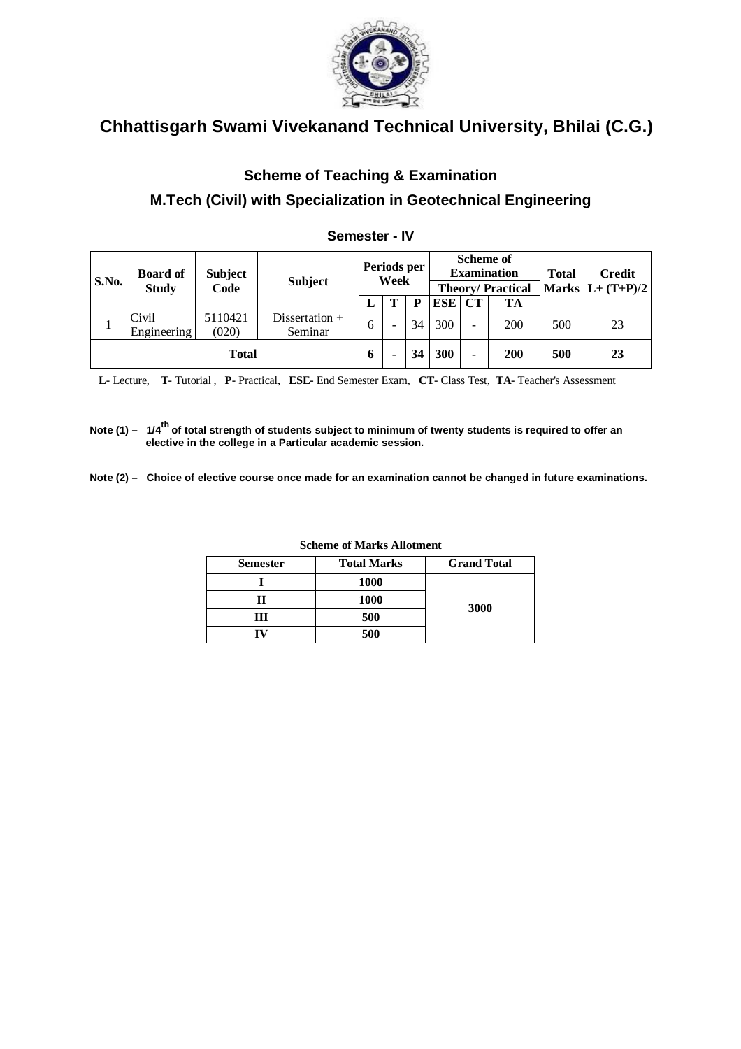# Chhattisgarh Swami Vivekanand Technical University, Bhilai (C.G.)

## Scheme of Teaching & Examination

## M.Tech (Civil) with Specialization in Geotechnical Engineering

### Semester - IV

| S.No. | Board of Study | Subject Code | Subject | Periods per Week | | | Scheme of Examination Theory/ Practical | | | Total Marks | Credit L+ (T+P)/2 |
|---|---|---|---|---|---|---|---|---|---|---|---|
| | | | | L | T | P | ESE | CT | TA | | |
| 1 | Civil Engineering | 5110421 (020) | Dissertation + Seminar | 6 | - | 34 | 300 | - | 200 | 500 | 23 |
| | Total | | | 6 | - | 34 | 300 | - | 200 | 500 | 23 |

**L-** Lecture, **T-** Tutorial , **P-** Practical, **ESE-** End Semester Exam, **CT-** Class Test, **TA-** Teacher's Assessment

**Note (1) – 1/4th of total strength of students subject to minimum of twenty students is required to offer an elective in the college in a Particular academic session.**

**Note (2) – Choice of elective course once made for an examination cannot be changed in future examinations.**

**Scheme of Marks Allotment**

| Semester | Total Marks | Grand Total |
|---|---|---|
| I | 1000 | 3000 |
| II | 1000 | |
| III | 500 | |
| IV | 500 | |